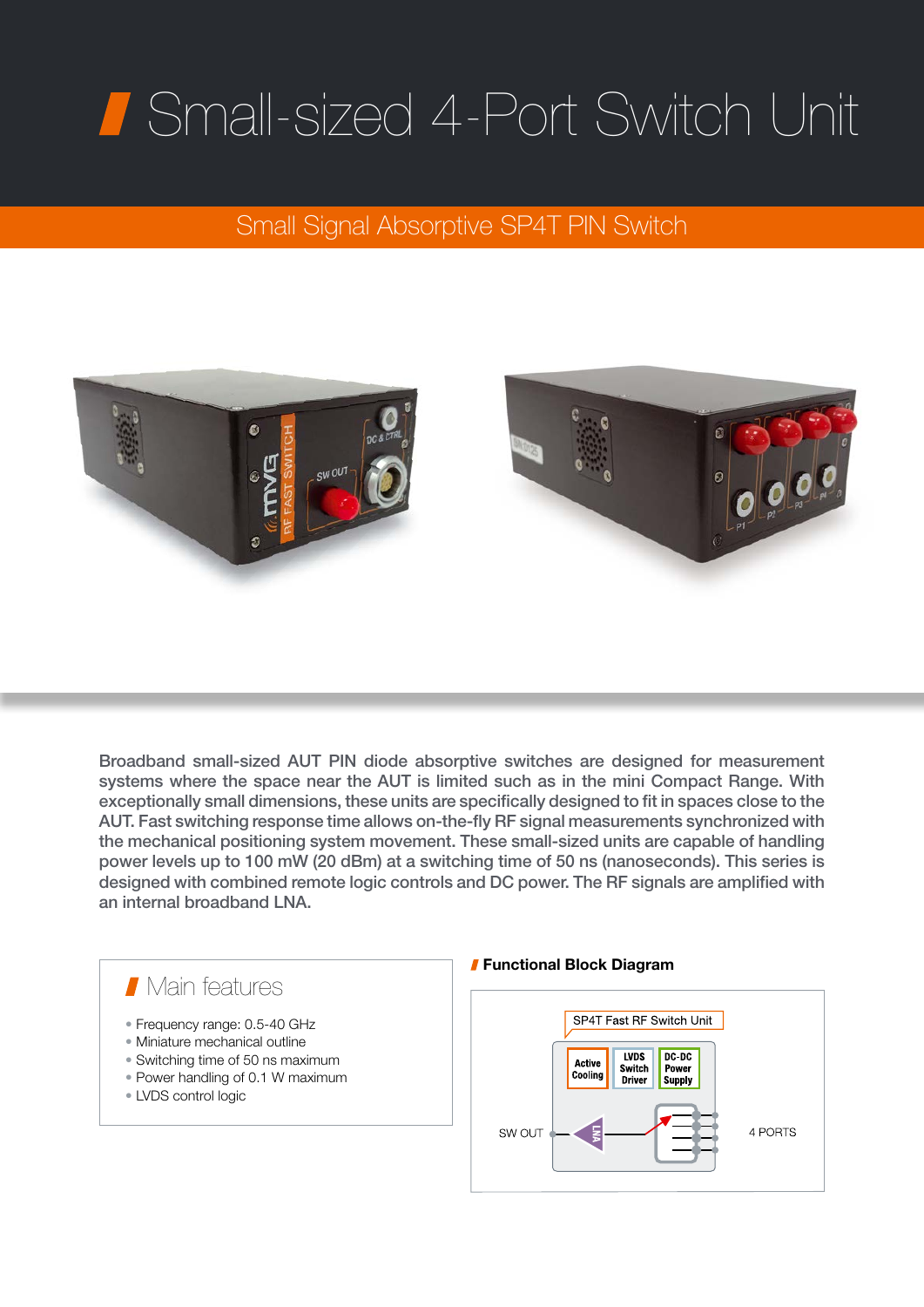# Small-sized 4-Port Switch Unit

## Small Signal Absorptive SP4T PIN Switch

Broadband small-sized AUT PIN diode absorptive switches are designed for measurement systems where the space near the AUT is limited such as in the mini Compact Range. With exceptionally small dimensions, these units are specifically designed to fit in spaces close to the AUT. Fast switching response time allows on-the-fly RF signal measurements synchronized with the mechanical positioning system movement. These small-sized units are capable of handling power levels up to 100 mW (20 dBm) at a switching time of 50 ns (nanoseconds). This series is designed with combined remote logic controls and DC power. The RF signals are amplified with an internal broadband LNA.

### Main features

- Frequency range: 0.5-40 GHz
- Miniature mechanical outline
- Switching time of 50 ns maximum
- Power handling of 0.1 W maximum
- LVDS control logic

### Functional Block Diagram

SP4T Fast RF Switch Unit

Active Cooling | LVDS Switch Driver | DC-DC Power Supply

SW OUT — LNA — 4 PORTS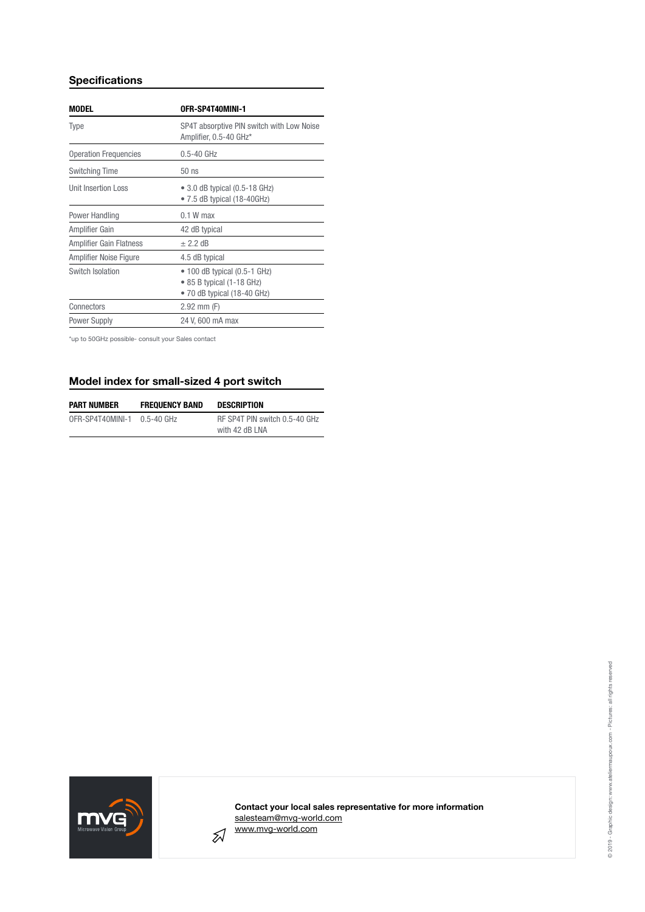## Specifications

| MODEL | OFR-SP4T40MINI-1 |
|---|---|
| Type | SP4T absorptive PIN switch with Low Noise Amplifier, 0.5-40 GHz* |
| Operation Frequencies | 0.5-40 GHz |
| Switching Time | 50 ns |
| Unit Insertion Loss | • 3.0 dB typical (0.5-18 GHz)<br>• 7.5 dB typical (18-40GHz) |
| Power Handling | 0.1 W max |
| Amplifier Gain | 42 dB typical |
| Amplifier Gain Flatness | ± 2.2 dB |
| Amplifier Noise Figure | 4.5 dB typical |
| Switch Isolation | • 100 dB typical (0.5-1 GHz)<br>• 85 B typical (1-18 GHz)<br>• 70 dB typical (18-40 GHz) |
| Connectors | 2.92 mm (F) |
| Power Supply | 24 V, 600 mA max |

*up to 50GHz possible- consult your Sales contact

## Model index for small-sized 4 port switch

| PART NUMBER | FREQUENCY BAND | DESCRIPTION |
|---|---|---|
| OFR-SP4T40MINI-1 | 0.5-40 GHz | RF SP4T PIN switch 0.5-40 GHz with 42 dB LNA |

mvG Microwave Vision Group

**Contact your local sales representative for more information**
salesteam@mvg-world.com
www.mvg-world.com

© 2019 - Graphic design: www.ateliermaupoux.com - Pictures: all rights reserved